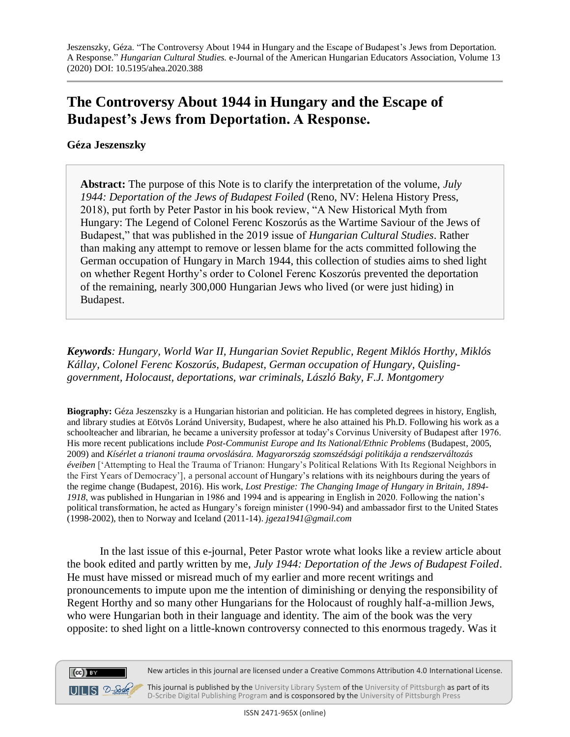Jeszenszky, Géza. "The Controversy About 1944 in Hungary and the Escape of Budapest's Jews from Deportation. A Response." *Hungarian Cultural Studies*. e-Journal of the American Hungarian Educators Association, Volume 13 (2020) DOI: 10.5195/ahea.2020.388

# The Controversy About 1944 in Hungary and the Escape of Budapest's Jews from Deportation. A Response.

**Géza Jeszenszky**

**Abstract:** The purpose of this Note is to clarify the interpretation of the volume, *July 1944: Deportation of the Jews of Budapest Foiled* (Reno, NV: Helena History Press, 2018), put forth by Peter Pastor in his book review, "A New Historical Myth from Hungary: The Legend of Colonel Ferenc Koszorús as the Wartime Saviour of the Jews of Budapest," that was published in the 2019 issue of *Hungarian Cultural Studies*. Rather than making any attempt to remove or lessen blame for the acts committed following the German occupation of Hungary in March 1944, this collection of studies aims to shed light on whether Regent Horthy's order to Colonel Ferenc Koszorús prevented the deportation of the remaining, nearly 300,000 Hungarian Jews who lived (or were just hiding) in Budapest.

***Keywords**: Hungary, World War II, Hungarian Soviet Republic, Regent Miklós Horthy, Miklós Kállay, Colonel Ferenc Koszorús, Budapest, German occupation of Hungary, Quisling-government, Holocaust, deportations, war criminals, László Baky, F.J. Montgomery*

**Biography:** Géza Jeszenszky is a Hungarian historian and politician. He has completed degrees in history, English, and library studies at Eötvös Loránd University, Budapest, where he also attained his Ph.D. Following his work as a schoolteacher and librarian, he became a university professor at today's Corvinus University of Budapest after 1976. His more recent publications include *Post-Communist Europe and Its National/Ethnic Problems* (Budapest, 2005, 2009) and *Kísérlet a trianoni trauma orvoslására. Magyarország szomszédsági politikája a rendszerváltozás éveiben* ['Attempting to Heal the Trauma of Trianon: Hungary's Political Relations With Its Regional Neighbors in the First Years of Democracy'], a personal account of Hungary's relations with its neighbours during the years of the regime change (Budapest, 2016). His work, *Lost Prestige: The Changing Image of Hungary in Britain, 1894-1918*, was published in Hungarian in 1986 and 1994 and is appearing in English in 2020. Following the nation's political transformation, he acted as Hungary's foreign minister (1990-94) and ambassador first to the United States (1998-2002), then to Norway and Iceland (2011-14). *jgeza1941@gmail.com*

In the last issue of this e-journal, Peter Pastor wrote what looks like a review article about the book edited and partly written by me, *July 1944: Deportation of the Jews of Budapest Foiled*. He must have missed or misread much of my earlier and more recent writings and pronouncements to impute upon me the intention of diminishing or denying the responsibility of Regent Horthy and so many other Hungarians for the Holocaust of roughly half-a-million Jews, who were Hungarian both in their language and identity. The aim of the book was the very opposite: to shed light on a little-known controversy connected to this enormous tragedy. Was it

New articles in this journal are licensed under a Creative Commons Attribution 4.0 International License.

This journal is published by the University Library System of the University of Pittsburgh as part of its D-Scribe Digital Publishing Program and is cosponsored by the University of Pittsburgh Press

ISSN 2471-965X (online)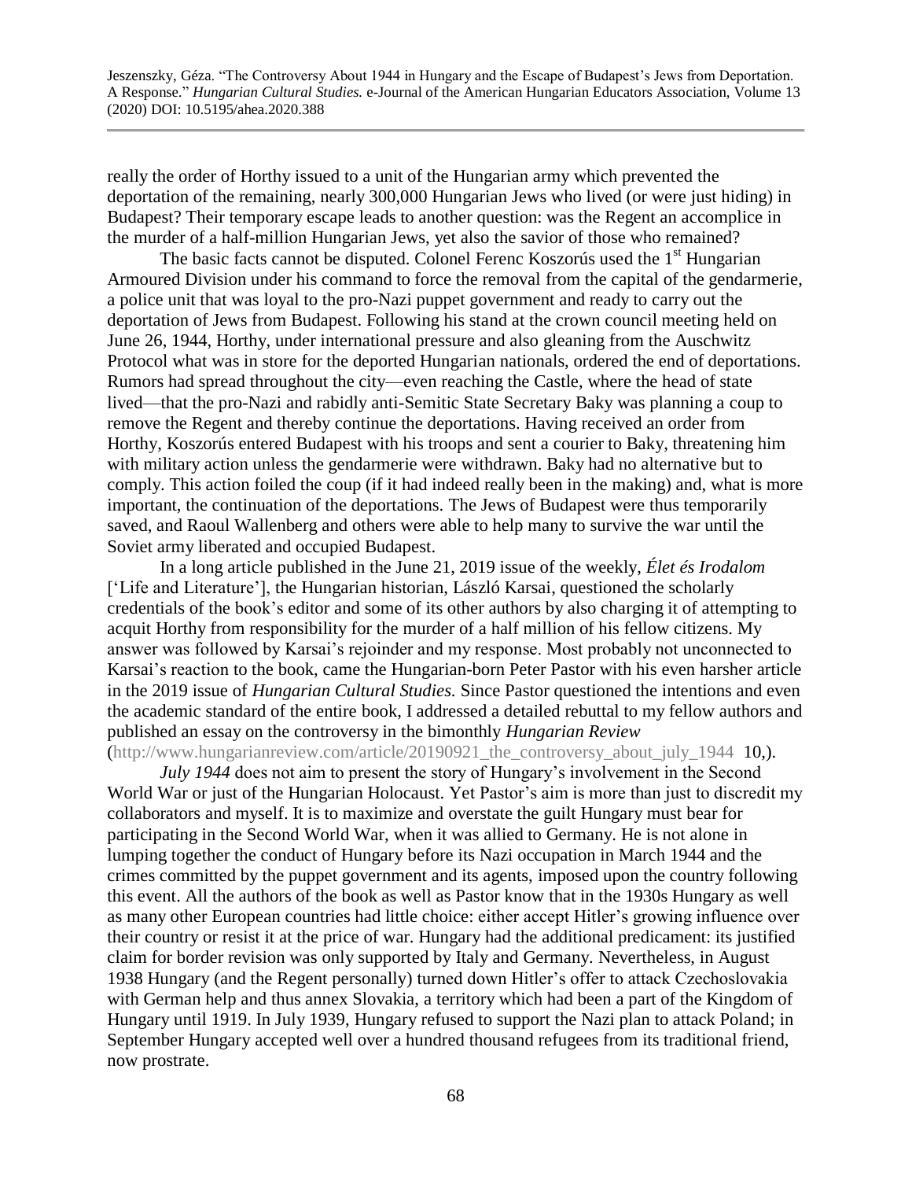really the order of Horthy issued to a unit of the Hungarian army which prevented the deportation of the remaining, nearly 300,000 Hungarian Jews who lived (or were just hiding) in Budapest? Their temporary escape leads to another question: was the Regent an accomplice in the murder of a half-million Hungarian Jews, yet also the savior of those who remained?

The basic facts cannot be disputed. Colonel Ferenc Koszorús used the 1st Hungarian Armoured Division under his command to force the removal from the capital of the gendarmerie, a police unit that was loyal to the pro-Nazi puppet government and ready to carry out the deportation of Jews from Budapest. Following his stand at the crown council meeting held on June 26, 1944, Horthy, under international pressure and also gleaning from the Auschwitz Protocol what was in store for the deported Hungarian nationals, ordered the end of deportations. Rumors had spread throughout the city—even reaching the Castle, where the head of state lived—that the pro-Nazi and rabidly anti-Semitic State Secretary Baky was planning a coup to remove the Regent and thereby continue the deportations. Having received an order from Horthy, Koszorús entered Budapest with his troops and sent a courier to Baky, threatening him with military action unless the gendarmerie were withdrawn. Baky had no alternative but to comply. This action foiled the coup (if it had indeed really been in the making) and, what is more important, the continuation of the deportations. The Jews of Budapest were thus temporarily saved, and Raoul Wallenberg and others were able to help many to survive the war until the Soviet army liberated and occupied Budapest.

In a long article published in the June 21, 2019 issue of the weekly, *Élet és Irodalom* ['Life and Literature'], the Hungarian historian, László Karsai, questioned the scholarly credentials of the book's editor and some of its other authors by also charging it of attempting to acquit Horthy from responsibility for the murder of a half million of his fellow citizens. My answer was followed by Karsai's rejoinder and my response. Most probably not unconnected to Karsai's reaction to the book, came the Hungarian-born Peter Pastor with his even harsher article in the 2019 issue of *Hungarian Cultural Studies.* Since Pastor questioned the intentions and even the academic standard of the entire book, I addressed a detailed rebuttal to my fellow authors and published an essay on the controversy in the bimonthly *Hungarian Review* (http://www.hungarianreview.com/article/20190921_the_controversy_about_july_1944 10,).

*July 1944* does not aim to present the story of Hungary's involvement in the Second World War or just of the Hungarian Holocaust. Yet Pastor's aim is more than just to discredit my collaborators and myself. It is to maximize and overstate the guilt Hungary must bear for participating in the Second World War, when it was allied to Germany. He is not alone in lumping together the conduct of Hungary before its Nazi occupation in March 1944 and the crimes committed by the puppet government and its agents, imposed upon the country following this event. All the authors of the book as well as Pastor know that in the 1930s Hungary as well as many other European countries had little choice: either accept Hitler's growing influence over their country or resist it at the price of war. Hungary had the additional predicament: its justified claim for border revision was only supported by Italy and Germany. Nevertheless, in August 1938 Hungary (and the Regent personally) turned down Hitler's offer to attack Czechoslovakia with German help and thus annex Slovakia, a territory which had been a part of the Kingdom of Hungary until 1919. In July 1939, Hungary refused to support the Nazi plan to attack Poland; in September Hungary accepted well over a hundred thousand refugees from its traditional friend, now prostrate.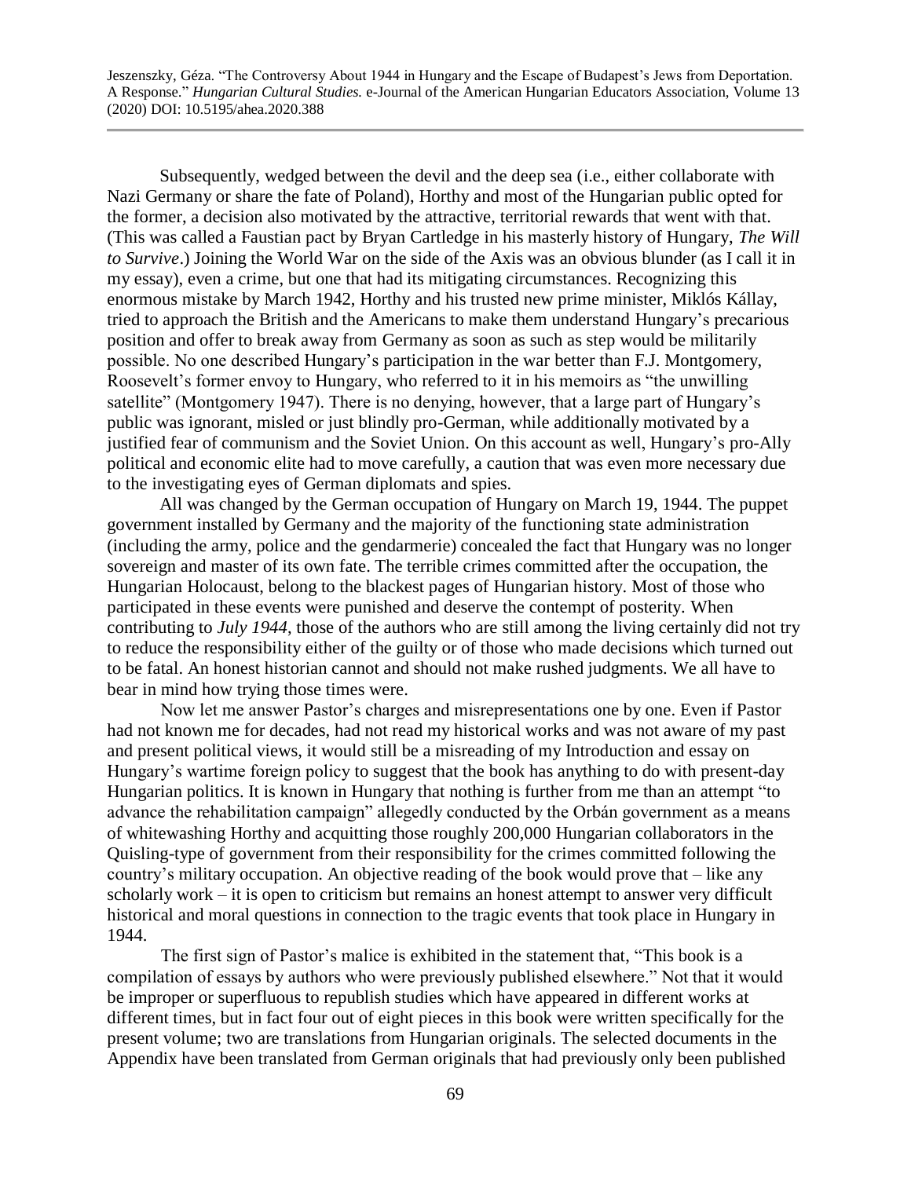Subsequently, wedged between the devil and the deep sea (i.e., either collaborate with Nazi Germany or share the fate of Poland), Horthy and most of the Hungarian public opted for the former, a decision also motivated by the attractive, territorial rewards that went with that. (This was called a Faustian pact by Bryan Cartledge in his masterly history of Hungary, *The Will to Survive*.) Joining the World War on the side of the Axis was an obvious blunder (as I call it in my essay), even a crime, but one that had its mitigating circumstances. Recognizing this enormous mistake by March 1942, Horthy and his trusted new prime minister, Miklós Kállay, tried to approach the British and the Americans to make them understand Hungary's precarious position and offer to break away from Germany as soon as such as step would be militarily possible. No one described Hungary's participation in the war better than F.J. Montgomery, Roosevelt's former envoy to Hungary, who referred to it in his memoirs as "the unwilling satellite" (Montgomery 1947). There is no denying, however, that a large part of Hungary's public was ignorant, misled or just blindly pro-German, while additionally motivated by a justified fear of communism and the Soviet Union. On this account as well, Hungary's pro-Ally political and economic elite had to move carefully, a caution that was even more necessary due to the investigating eyes of German diplomats and spies.

All was changed by the German occupation of Hungary on March 19, 1944. The puppet government installed by Germany and the majority of the functioning state administration (including the army, police and the gendarmerie) concealed the fact that Hungary was no longer sovereign and master of its own fate. The terrible crimes committed after the occupation, the Hungarian Holocaust, belong to the blackest pages of Hungarian history. Most of those who participated in these events were punished and deserve the contempt of posterity. When contributing to *July 1944*, those of the authors who are still among the living certainly did not try to reduce the responsibility either of the guilty or of those who made decisions which turned out to be fatal. An honest historian cannot and should not make rushed judgments. We all have to bear in mind how trying those times were.

Now let me answer Pastor's charges and misrepresentations one by one. Even if Pastor had not known me for decades, had not read my historical works and was not aware of my past and present political views, it would still be a misreading of my Introduction and essay on Hungary's wartime foreign policy to suggest that the book has anything to do with present-day Hungarian politics. It is known in Hungary that nothing is further from me than an attempt "to advance the rehabilitation campaign" allegedly conducted by the Orbán government as a means of whitewashing Horthy and acquitting those roughly 200,000 Hungarian collaborators in the Quisling-type of government from their responsibility for the crimes committed following the country's military occupation. An objective reading of the book would prove that – like any scholarly work – it is open to criticism but remains an honest attempt to answer very difficult historical and moral questions in connection to the tragic events that took place in Hungary in 1944.

The first sign of Pastor's malice is exhibited in the statement that, "This book is a compilation of essays by authors who were previously published elsewhere." Not that it would be improper or superfluous to republish studies which have appeared in different works at different times, but in fact four out of eight pieces in this book were written specifically for the present volume; two are translations from Hungarian originals. The selected documents in the Appendix have been translated from German originals that had previously only been published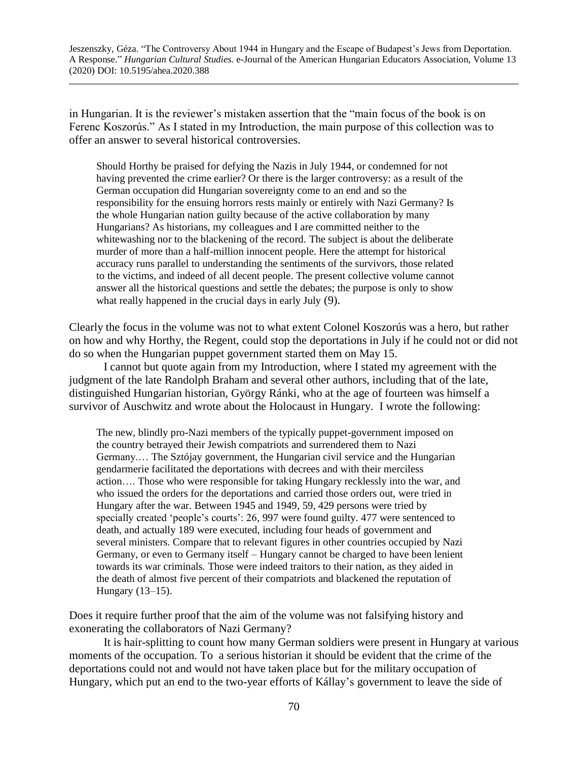in Hungarian. It is the reviewer's mistaken assertion that the "main focus of the book is on Ferenc Koszorús." As I stated in my Introduction, the main purpose of this collection was to offer an answer to several historical controversies.

> Should Horthy be praised for defying the Nazis in July 1944, or condemned for not having prevented the crime earlier? Or there is the larger controversy: as a result of the German occupation did Hungarian sovereignty come to an end and so the responsibility for the ensuing horrors rests mainly or entirely with Nazi Germany? Is the whole Hungarian nation guilty because of the active collaboration by many Hungarians? As historians, my colleagues and I are committed neither to the whitewashing nor to the blackening of the record. The subject is about the deliberate murder of more than a half-million innocent people. Here the attempt for historical accuracy runs parallel to understanding the sentiments of the survivors, those related to the victims, and indeed of all decent people. The present collective volume cannot answer all the historical questions and settle the debates; the purpose is only to show what really happened in the crucial days in early July (9).

Clearly the focus in the volume was not to what extent Colonel Koszorús was a hero, but rather on how and why Horthy, the Regent, could stop the deportations in July if he could not or did not do so when the Hungarian puppet government started them on May 15.

I cannot but quote again from my Introduction, where I stated my agreement with the judgment of the late Randolph Braham and several other authors, including that of the late, distinguished Hungarian historian, György Ránki, who at the age of fourteen was himself a survivor of Auschwitz and wrote about the Holocaust in Hungary. I wrote the following:

> The new, blindly pro-Nazi members of the typically puppet-government imposed on the country betrayed their Jewish compatriots and surrendered them to Nazi Germany.… The Sztójay government, the Hungarian civil service and the Hungarian gendarmerie facilitated the deportations with decrees and with their merciless action…. Those who were responsible for taking Hungary recklessly into the war, and who issued the orders for the deportations and carried those orders out, were tried in Hungary after the war. Between 1945 and 1949, 59, 429 persons were tried by specially created 'people's courts': 26, 997 were found guilty. 477 were sentenced to death, and actually 189 were executed, including four heads of government and several ministers. Compare that to relevant figures in other countries occupied by Nazi Germany, or even to Germany itself – Hungary cannot be charged to have been lenient towards its war criminals. Those were indeed traitors to their nation, as they aided in the death of almost five percent of their compatriots and blackened the reputation of Hungary (13–15).

Does it require further proof that the aim of the volume was not falsifying history and exonerating the collaborators of Nazi Germany?

It is hair-splitting to count how many German soldiers were present in Hungary at various moments of the occupation. To a serious historian it should be evident that the crime of the deportations could not and would not have taken place but for the military occupation of Hungary, which put an end to the two-year efforts of Kállay's government to leave the side of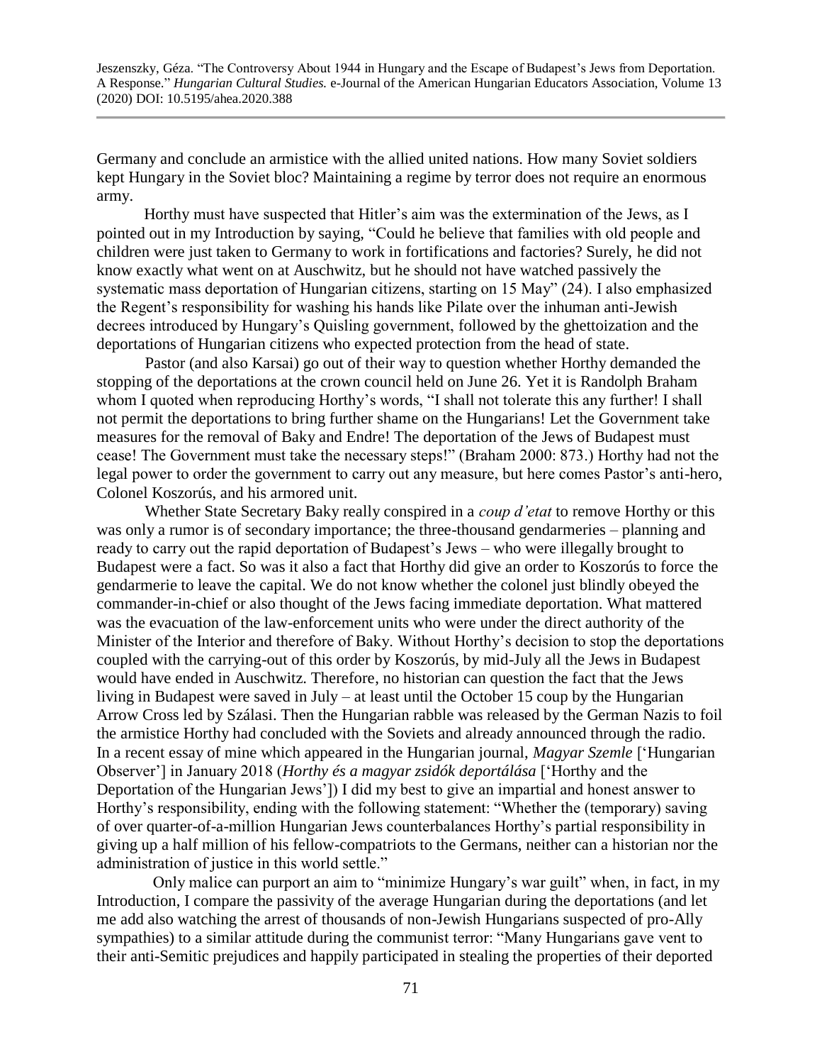Germany and conclude an armistice with the allied united nations. How many Soviet soldiers kept Hungary in the Soviet bloc? Maintaining a regime by terror does not require an enormous army.

Horthy must have suspected that Hitler's aim was the extermination of the Jews, as I pointed out in my Introduction by saying, "Could he believe that families with old people and children were just taken to Germany to work in fortifications and factories? Surely, he did not know exactly what went on at Auschwitz, but he should not have watched passively the systematic mass deportation of Hungarian citizens, starting on 15 May" (24). I also emphasized the Regent's responsibility for washing his hands like Pilate over the inhuman anti-Jewish decrees introduced by Hungary's Quisling government, followed by the ghettoization and the deportations of Hungarian citizens who expected protection from the head of state.

Pastor (and also Karsai) go out of their way to question whether Horthy demanded the stopping of the deportations at the crown council held on June 26. Yet it is Randolph Braham whom I quoted when reproducing Horthy's words, "I shall not tolerate this any further! I shall not permit the deportations to bring further shame on the Hungarians! Let the Government take measures for the removal of Baky and Endre! The deportation of the Jews of Budapest must cease! The Government must take the necessary steps!" (Braham 2000: 873.) Horthy had not the legal power to order the government to carry out any measure, but here comes Pastor's anti-hero, Colonel Koszorús, and his armored unit.

Whether State Secretary Baky really conspired in a *coup d'etat* to remove Horthy or this was only a rumor is of secondary importance; the three-thousand gendarmeries – planning and ready to carry out the rapid deportation of Budapest's Jews – who were illegally brought to Budapest were a fact. So was it also a fact that Horthy did give an order to Koszorús to force the gendarmerie to leave the capital. We do not know whether the colonel just blindly obeyed the commander-in-chief or also thought of the Jews facing immediate deportation. What mattered was the evacuation of the law-enforcement units who were under the direct authority of the Minister of the Interior and therefore of Baky. Without Horthy's decision to stop the deportations coupled with the carrying-out of this order by Koszorús, by mid-July all the Jews in Budapest would have ended in Auschwitz. Therefore, no historian can question the fact that the Jews living in Budapest were saved in July – at least until the October 15 coup by the Hungarian Arrow Cross led by Szálasi. Then the Hungarian rabble was released by the German Nazis to foil the armistice Horthy had concluded with the Soviets and already announced through the radio. In a recent essay of mine which appeared in the Hungarian journal, *Magyar Szemle* ['Hungarian Observer'] in January 2018 (*Horthy és a magyar zsidók deportálása* ['Horthy and the Deportation of the Hungarian Jews']) I did my best to give an impartial and honest answer to Horthy's responsibility, ending with the following statement: "Whether the (temporary) saving of over quarter-of-a-million Hungarian Jews counterbalances Horthy's partial responsibility in giving up a half million of his fellow-compatriots to the Germans, neither can a historian nor the administration of justice in this world settle."

Only malice can purport an aim to "minimize Hungary's war guilt" when, in fact, in my Introduction, I compare the passivity of the average Hungarian during the deportations (and let me add also watching the arrest of thousands of non-Jewish Hungarians suspected of pro-Ally sympathies) to a similar attitude during the communist terror: "Many Hungarians gave vent to their anti-Semitic prejudices and happily participated in stealing the properties of their deported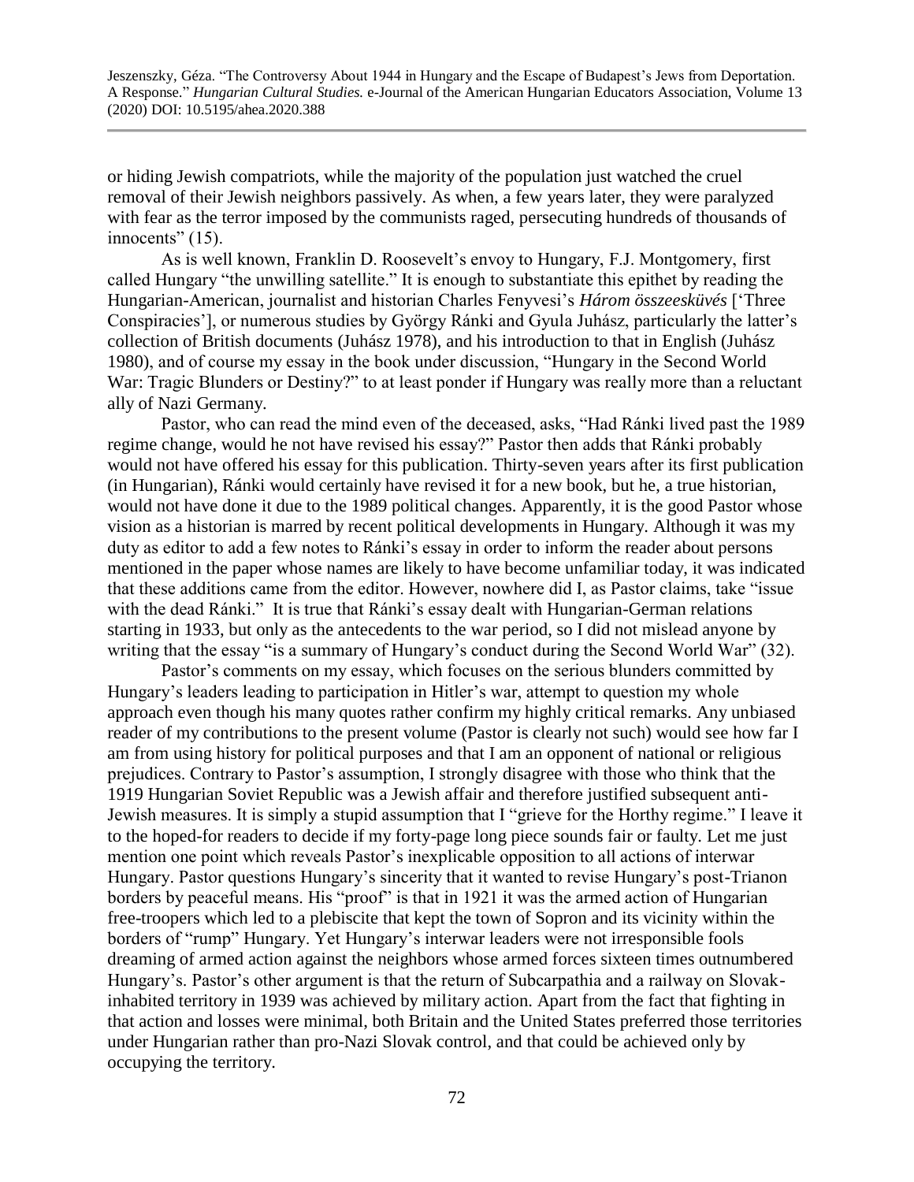or hiding Jewish compatriots, while the majority of the population just watched the cruel removal of their Jewish neighbors passively. As when, a few years later, they were paralyzed with fear as the terror imposed by the communists raged, persecuting hundreds of thousands of innocents" (15).

As is well known, Franklin D. Roosevelt's envoy to Hungary, F.J. Montgomery, first called Hungary "the unwilling satellite." It is enough to substantiate this epithet by reading the Hungarian-American, journalist and historian Charles Fenyvesi's *Három összeesküvés* ['Three Conspiracies'], or numerous studies by György Ránki and Gyula Juhász, particularly the latter's collection of British documents (Juhász 1978), and his introduction to that in English (Juhász 1980), and of course my essay in the book under discussion, "Hungary in the Second World War: Tragic Blunders or Destiny?" to at least ponder if Hungary was really more than a reluctant ally of Nazi Germany.

Pastor, who can read the mind even of the deceased, asks, "Had Ránki lived past the 1989 regime change, would he not have revised his essay?" Pastor then adds that Ránki probably would not have offered his essay for this publication. Thirty-seven years after its first publication (in Hungarian), Ránki would certainly have revised it for a new book, but he, a true historian, would not have done it due to the 1989 political changes. Apparently, it is the good Pastor whose vision as a historian is marred by recent political developments in Hungary. Although it was my duty as editor to add a few notes to Ránki's essay in order to inform the reader about persons mentioned in the paper whose names are likely to have become unfamiliar today, it was indicated that these additions came from the editor. However, nowhere did I, as Pastor claims, take "issue with the dead Ránki." It is true that Ránki's essay dealt with Hungarian-German relations starting in 1933, but only as the antecedents to the war period, so I did not mislead anyone by writing that the essay "is a summary of Hungary's conduct during the Second World War" (32).

Pastor's comments on my essay, which focuses on the serious blunders committed by Hungary's leaders leading to participation in Hitler's war, attempt to question my whole approach even though his many quotes rather confirm my highly critical remarks. Any unbiased reader of my contributions to the present volume (Pastor is clearly not such) would see how far I am from using history for political purposes and that I am an opponent of national or religious prejudices. Contrary to Pastor's assumption, I strongly disagree with those who think that the 1919 Hungarian Soviet Republic was a Jewish affair and therefore justified subsequent anti-Jewish measures. It is simply a stupid assumption that I "grieve for the Horthy regime." I leave it to the hoped-for readers to decide if my forty-page long piece sounds fair or faulty. Let me just mention one point which reveals Pastor's inexplicable opposition to all actions of interwar Hungary. Pastor questions Hungary's sincerity that it wanted to revise Hungary's post-Trianon borders by peaceful means. His "proof" is that in 1921 it was the armed action of Hungarian free-troopers which led to a plebiscite that kept the town of Sopron and its vicinity within the borders of "rump" Hungary. Yet Hungary's interwar leaders were not irresponsible fools dreaming of armed action against the neighbors whose armed forces sixteen times outnumbered Hungary's. Pastor's other argument is that the return of Subcarpathia and a railway on Slovak-inhabited territory in 1939 was achieved by military action. Apart from the fact that fighting in that action and losses were minimal, both Britain and the United States preferred those territories under Hungarian rather than pro-Nazi Slovak control, and that could be achieved only by occupying the territory.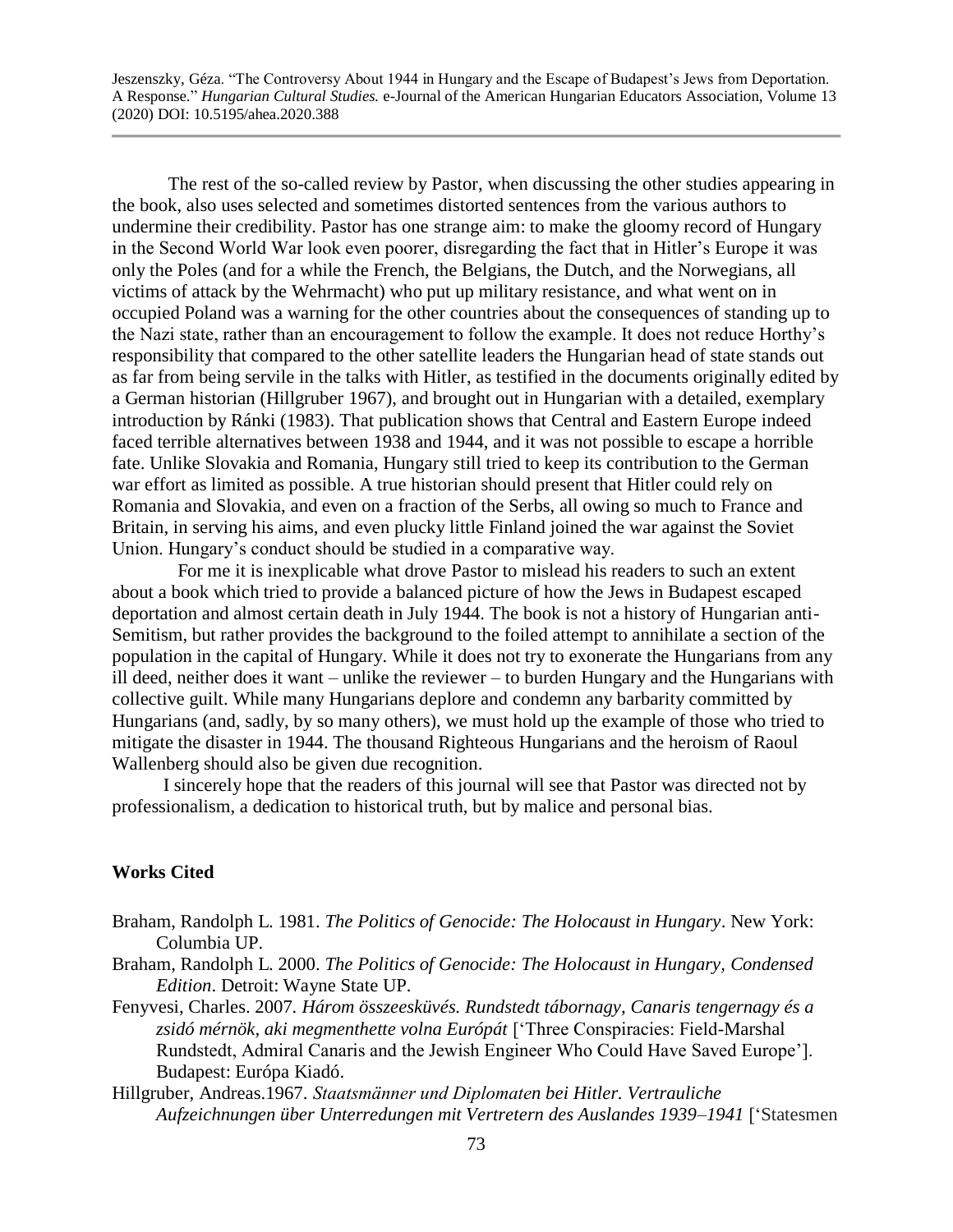The rest of the so-called review by Pastor, when discussing the other studies appearing in the book, also uses selected and sometimes distorted sentences from the various authors to undermine their credibility. Pastor has one strange aim: to make the gloomy record of Hungary in the Second World War look even poorer, disregarding the fact that in Hitler's Europe it was only the Poles (and for a while the French, the Belgians, the Dutch, and the Norwegians, all victims of attack by the Wehrmacht) who put up military resistance, and what went on in occupied Poland was a warning for the other countries about the consequences of standing up to the Nazi state, rather than an encouragement to follow the example. It does not reduce Horthy's responsibility that compared to the other satellite leaders the Hungarian head of state stands out as far from being servile in the talks with Hitler, as testified in the documents originally edited by a German historian (Hillgruber 1967), and brought out in Hungarian with a detailed, exemplary introduction by Ránki (1983). That publication shows that Central and Eastern Europe indeed faced terrible alternatives between 1938 and 1944, and it was not possible to escape a horrible fate. Unlike Slovakia and Romania, Hungary still tried to keep its contribution to the German war effort as limited as possible. A true historian should present that Hitler could rely on Romania and Slovakia, and even on a fraction of the Serbs, all owing so much to France and Britain, in serving his aims, and even plucky little Finland joined the war against the Soviet Union. Hungary's conduct should be studied in a comparative way.

For me it is inexplicable what drove Pastor to mislead his readers to such an extent about a book which tried to provide a balanced picture of how the Jews in Budapest escaped deportation and almost certain death in July 1944. The book is not a history of Hungarian anti-Semitism, but rather provides the background to the foiled attempt to annihilate a section of the population in the capital of Hungary. While it does not try to exonerate the Hungarians from any ill deed, neither does it want – unlike the reviewer – to burden Hungary and the Hungarians with collective guilt. While many Hungarians deplore and condemn any barbarity committed by Hungarians (and, sadly, by so many others), we must hold up the example of those who tried to mitigate the disaster in 1944. The thousand Righteous Hungarians and the heroism of Raoul Wallenberg should also be given due recognition.

I sincerely hope that the readers of this journal will see that Pastor was directed not by professionalism, a dedication to historical truth, but by malice and personal bias.

### Works Cited

Braham, Randolph L. 1981. *The Politics of Genocide: The Holocaust in Hungary*. New York: Columbia UP.

Braham, Randolph L. 2000. *The Politics of Genocide: The Holocaust in Hungary, Condensed Edition*. Detroit: Wayne State UP.

Fenyvesi, Charles. 2007. *Három összeesküvés. Rundstedt tábornagy, Canaris tengernagy és a zsidó mérnök, aki megmenthette volna Európát* ['Three Conspiracies: Field-Marshal Rundstedt, Admiral Canaris and the Jewish Engineer Who Could Have Saved Europe']. Budapest: Európa Kiadó.

Hillgruber, Andreas.1967. *Staatsmänner und Diplomaten bei Hitler. Vertrauliche Aufzeichnungen über Unterredungen mit Vertretern des Auslandes 1939–1941* ['Statesmen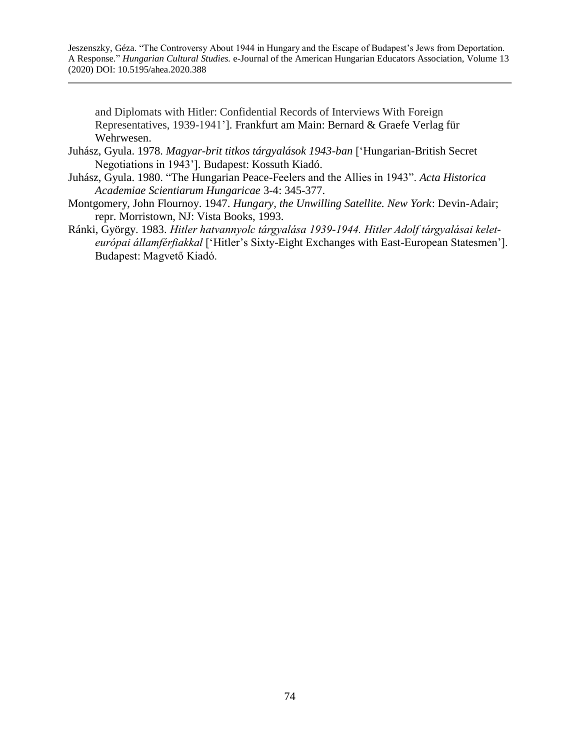and Diplomats with Hitler: Confidential Records of Interviews With Foreign Representatives, 1939-1941']. Frankfurt am Main: Bernard & Graefe Verlag für Wehrwesen.

Juhász, Gyula. 1978. *Magyar-brit titkos tárgyalások 1943-ban* ['Hungarian-British Secret Negotiations in 1943']. Budapest: Kossuth Kiadó.

Juhász, Gyula. 1980. "The Hungarian Peace-Feelers and the Allies in 1943". *Acta Historica Academiae Scientiarum Hungaricae* 3-4: 345-377.

Montgomery, John Flournoy. 1947. *Hungary, the Unwilling Satellite. New York*: Devin-Adair; repr. Morristown, NJ: Vista Books, 1993.

Ránki, György. 1983. *Hitler hatvannyolc tárgyalása 1939-1944. Hitler Adolf tárgyalásai kelet-európai államférfiakkal* ['Hitler's Sixty-Eight Exchanges with East-European Statesmen']. Budapest: Magvető Kiadó.